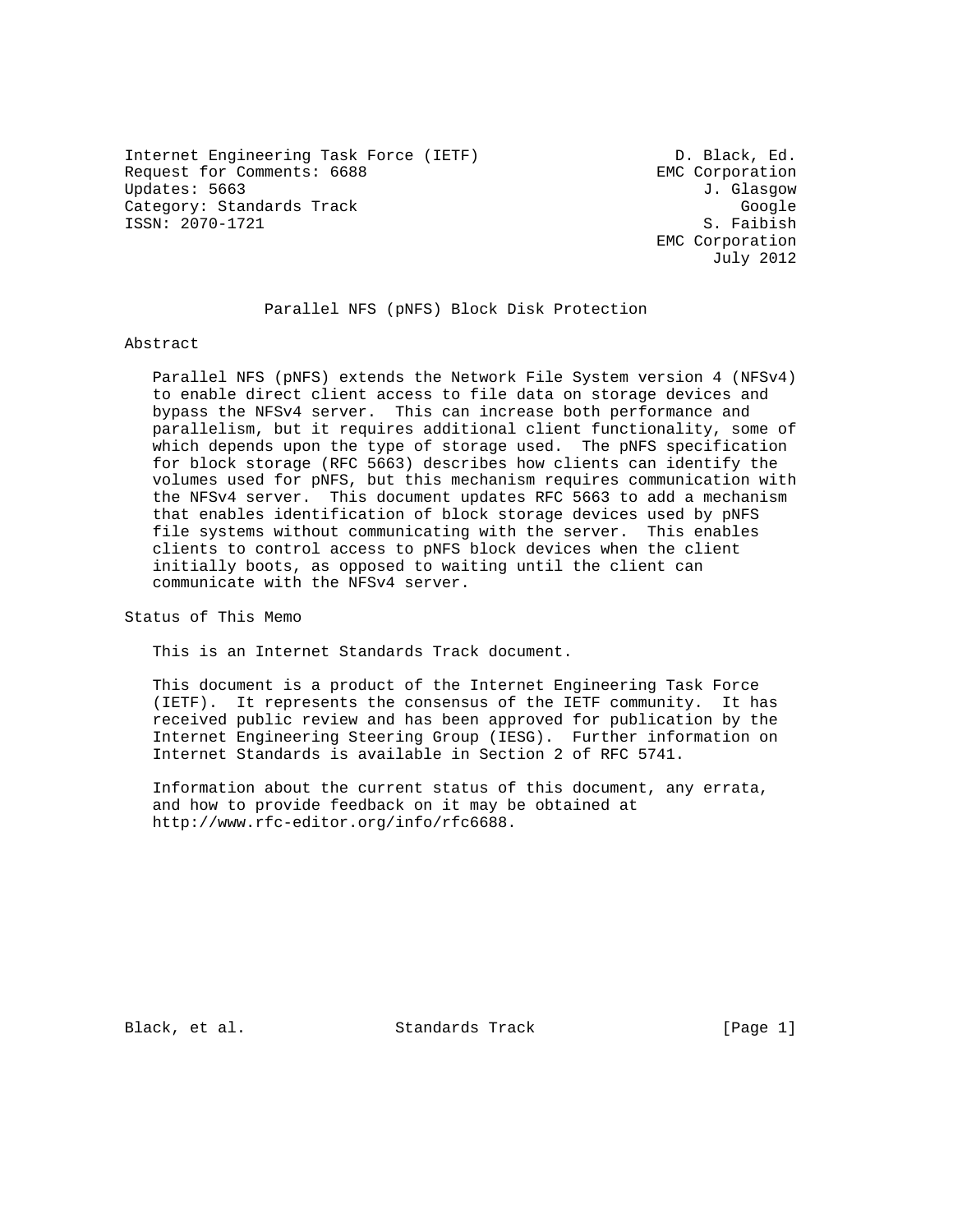Internet Engineering Task Force (IETF)                     D. Black, Ed.
Request for Comments: 6688                               EMC Corporation
Updates: 5663                                                J. Glasgow
Category: Standards Track                                        Google
ISSN: 2070-1721                                               S. Faibish
                                                         EMC Corporation
                                                               July 2012

# Parallel NFS (pNFS) Block Disk Protection

## Abstract

Parallel NFS (pNFS) extends the Network File System version 4 (NFSv4) to enable direct client access to file data on storage devices and bypass the NFSv4 server. This can increase both performance and parallelism, but it requires additional client functionality, some of which depends upon the type of storage used. The pNFS specification for block storage (RFC 5663) describes how clients can identify the volumes used for pNFS, but this mechanism requires communication with the NFSv4 server. This document updates RFC 5663 to add a mechanism that enables identification of block storage devices used by pNFS file systems without communicating with the server. This enables clients to control access to pNFS block devices when the client initially boots, as opposed to waiting until the client can communicate with the NFSv4 server.

## Status of This Memo

This is an Internet Standards Track document.

This document is a product of the Internet Engineering Task Force (IETF). It represents the consensus of the IETF community. It has received public review and has been approved for publication by the Internet Engineering Steering Group (IESG). Further information on Internet Standards is available in Section 2 of RFC 5741.

Information about the current status of this document, any errata, and how to provide feedback on it may be obtained at http://www.rfc-editor.org/info/rfc6688.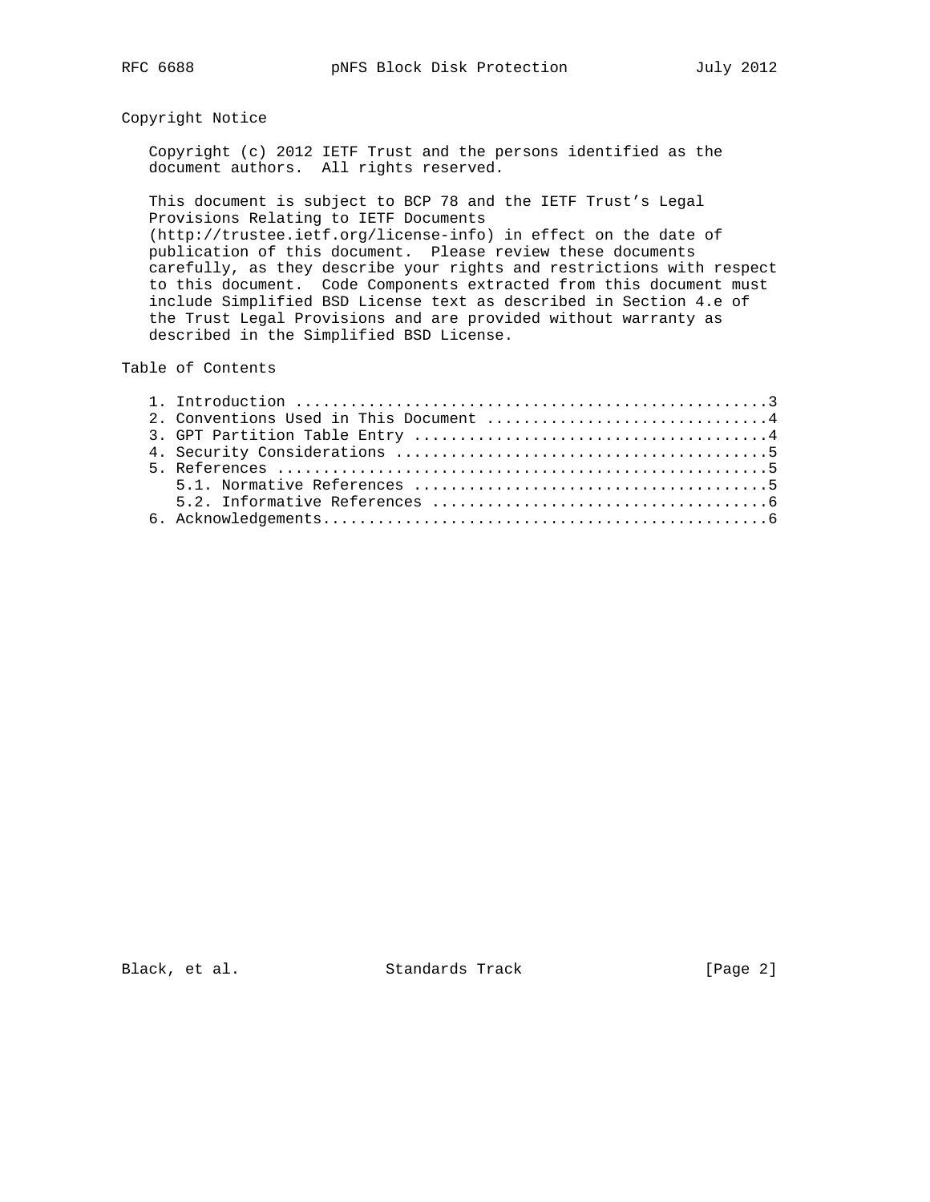## Copyright Notice

Copyright (c) 2012 IETF Trust and the persons identified as the document authors. All rights reserved.

This document is subject to BCP 78 and the IETF Trust's Legal Provisions Relating to IETF Documents (http://trustee.ietf.org/license-info) in effect on the date of publication of this document. Please review these documents carefully, as they describe your rights and restrictions with respect to this document. Code Components extracted from this document must include Simplified BSD License text as described in Section 4.e of the Trust Legal Provisions and are provided without warranty as described in the Simplified BSD License.

## Table of Contents

```
   1. Introduction ....................................................3
   2. Conventions Used in This Document ...............................4
   3. GPT Partition Table Entry .......................................4
   4. Security Considerations .........................................5
   5. References ......................................................5
      5.1. Normative References .......................................5
      5.2. Informative References .....................................6
   6. Acknowledgements.................................................6
```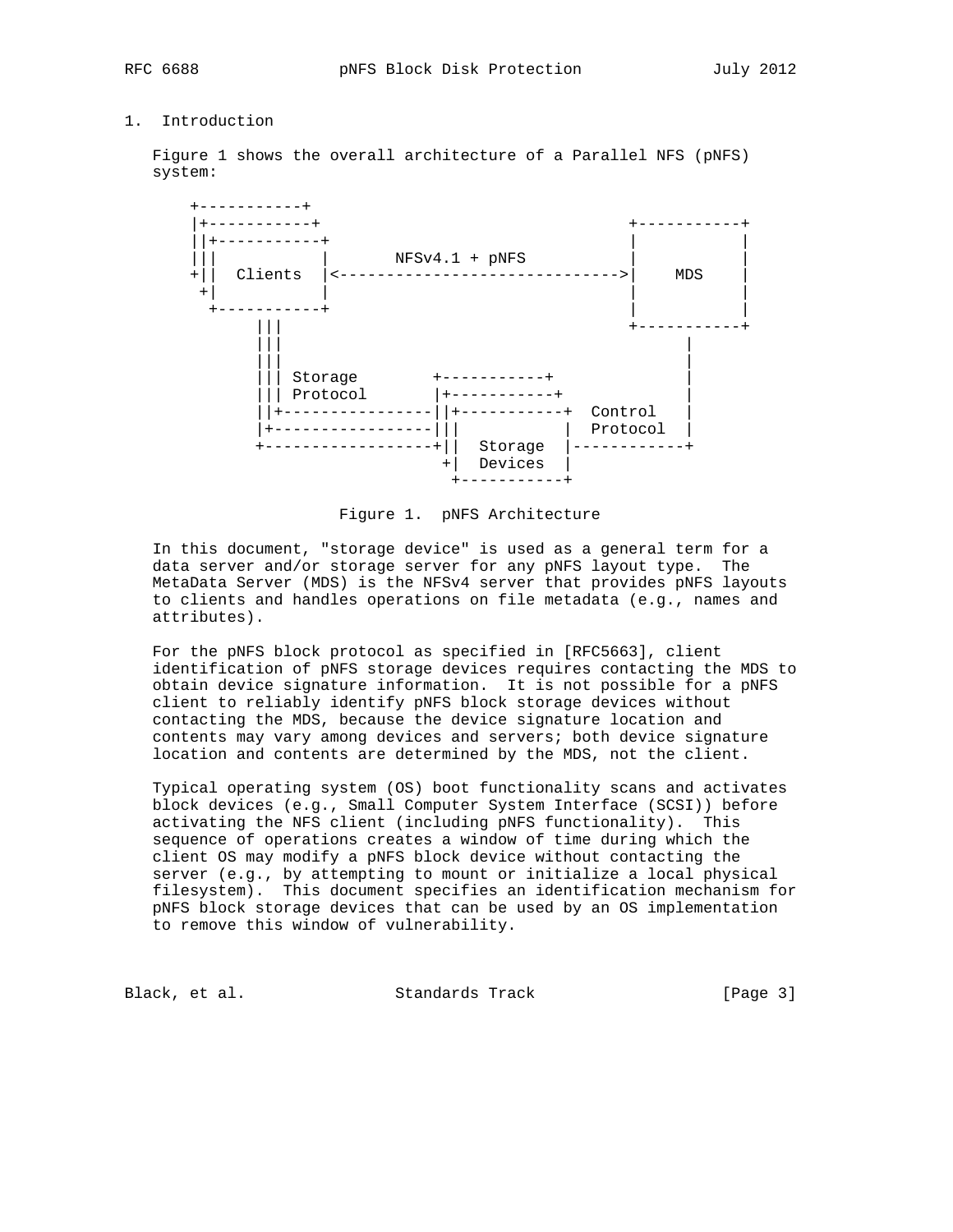## 1. Introduction

Figure 1 shows the overall architecture of a Parallel NFS (pNFS) system:

```
    +-----------+
    |+-----------+                                 +-----------+
    ||+-----------+                                |           |
    |||           |       NFSv4.1 + pNFS           |           |
    +||  Clients  |<------------------------------>|    MDS    |
     +|           |                                |           |
      +-----------+                                |           |
           |||                                     +-----------+
           |||                                           |
           |||                                           |
           ||| Storage        +-----------+              |
           ||| Protocol       |+-----------+             |
           ||+----------------||+-----------+  Control   |
           |+-----------------|||           |  Protocol  |
           +------------------+||  Storage  |------------+
                               +|  Devices  |
                                +-----------+
```

Figure 1. pNFS Architecture

In this document, "storage device" is used as a general term for a data server and/or storage server for any pNFS layout type. The MetaData Server (MDS) is the NFSv4 server that provides pNFS layouts to clients and handles operations on file metadata (e.g., names and attributes).

For the pNFS block protocol as specified in [RFC5663], client identification of pNFS storage devices requires contacting the MDS to obtain device signature information. It is not possible for a pNFS client to reliably identify pNFS block storage devices without contacting the MDS, because the device signature location and contents may vary among devices and servers; both device signature location and contents are determined by the MDS, not the client.

Typical operating system (OS) boot functionality scans and activates block devices (e.g., Small Computer System Interface (SCSI)) before activating the NFS client (including pNFS functionality). This sequence of operations creates a window of time during which the client OS may modify a pNFS block device without contacting the server (e.g., by attempting to mount or initialize a local physical filesystem). This document specifies an identification mechanism for pNFS block storage devices that can be used by an OS implementation to remove this window of vulnerability.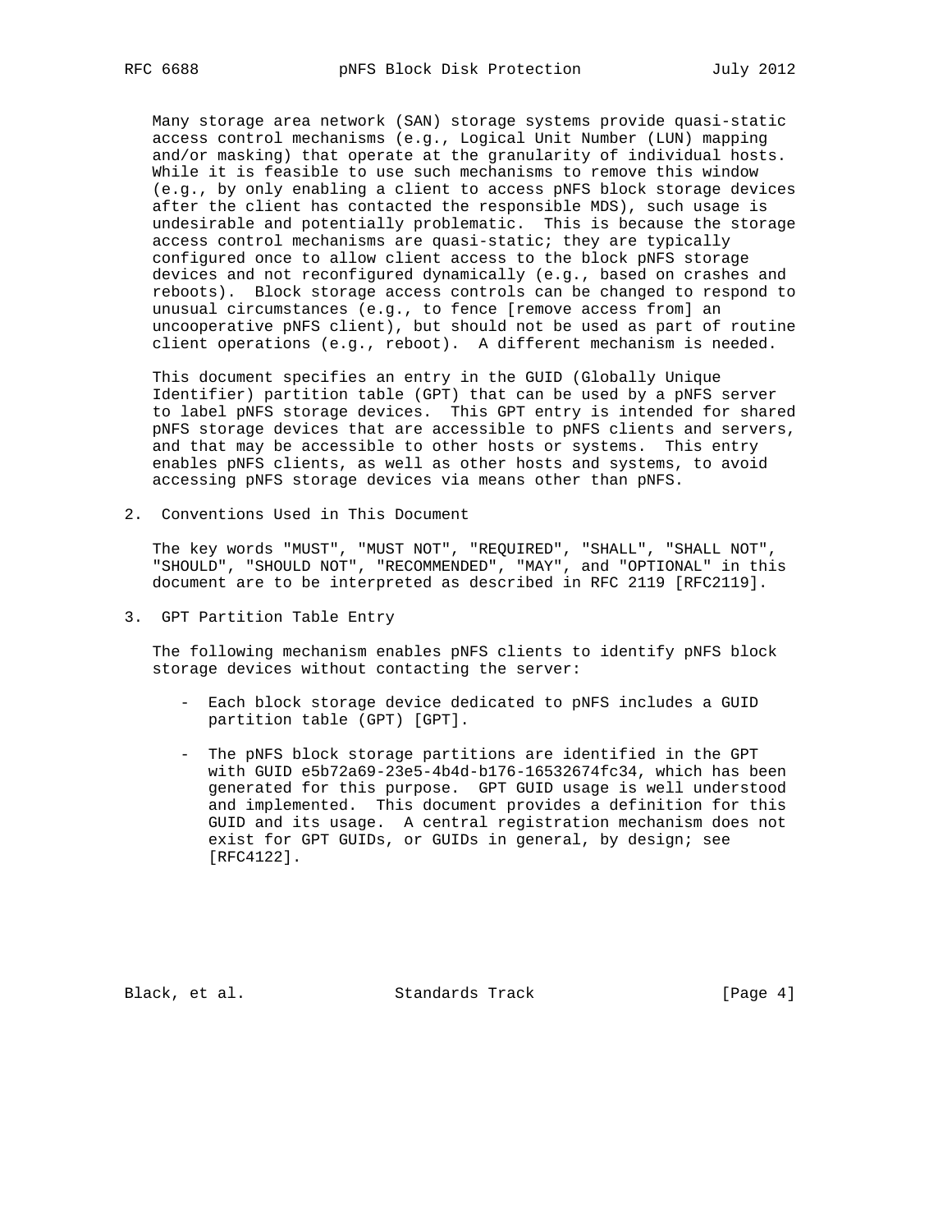Many storage area network (SAN) storage systems provide quasi-static access control mechanisms (e.g., Logical Unit Number (LUN) mapping and/or masking) that operate at the granularity of individual hosts. While it is feasible to use such mechanisms to remove this window (e.g., by only enabling a client to access pNFS block storage devices after the client has contacted the responsible MDS), such usage is undesirable and potentially problematic. This is because the storage access control mechanisms are quasi-static; they are typically configured once to allow client access to the block pNFS storage devices and not reconfigured dynamically (e.g., based on crashes and reboots). Block storage access controls can be changed to respond to unusual circumstances (e.g., to fence [remove access from] an uncooperative pNFS client), but should not be used as part of routine client operations (e.g., reboot). A different mechanism is needed.

This document specifies an entry in the GUID (Globally Unique Identifier) partition table (GPT) that can be used by a pNFS server to label pNFS storage devices. This GPT entry is intended for shared pNFS storage devices that are accessible to pNFS clients and servers, and that may be accessible to other hosts or systems. This entry enables pNFS clients, as well as other hosts and systems, to avoid accessing pNFS storage devices via means other than pNFS.

## 2. Conventions Used in This Document

The key words "MUST", "MUST NOT", "REQUIRED", "SHALL", "SHALL NOT", "SHOULD", "SHOULD NOT", "RECOMMENDED", "MAY", and "OPTIONAL" in this document are to be interpreted as described in RFC 2119 [RFC2119].

## 3. GPT Partition Table Entry

The following mechanism enables pNFS clients to identify pNFS block storage devices without contacting the server:

- Each block storage device dedicated to pNFS includes a GUID partition table (GPT) [GPT].

- The pNFS block storage partitions are identified in the GPT with GUID e5b72a69-23e5-4b4d-b176-16532674fc34, which has been generated for this purpose. GPT GUID usage is well understood and implemented. This document provides a definition for this GUID and its usage. A central registration mechanism does not exist for GPT GUIDs, or GUIDs in general, by design; see [RFC4122].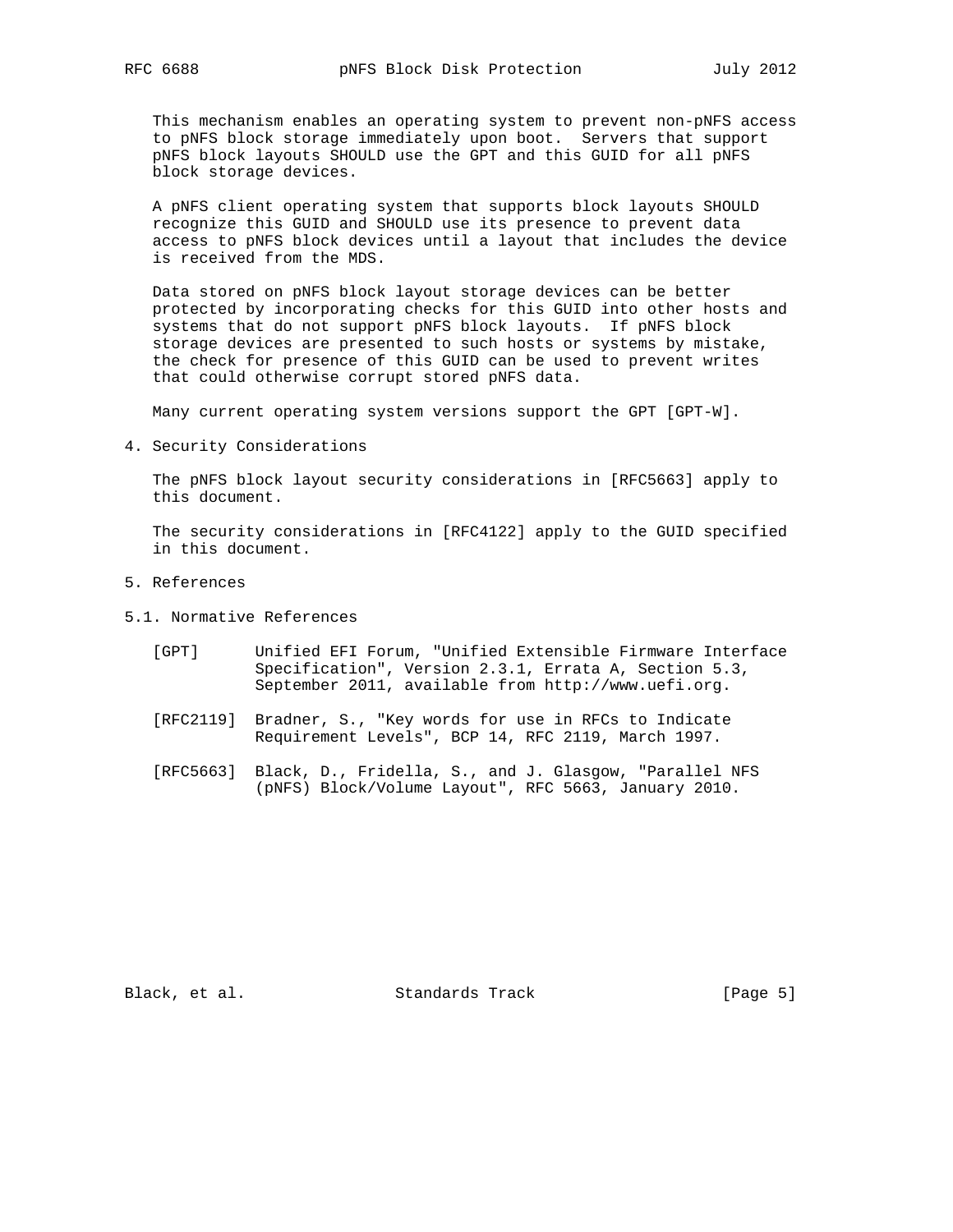This mechanism enables an operating system to prevent non-pNFS access to pNFS block storage immediately upon boot. Servers that support pNFS block layouts SHOULD use the GPT and this GUID for all pNFS block storage devices.

A pNFS client operating system that supports block layouts SHOULD recognize this GUID and SHOULD use its presence to prevent data access to pNFS block devices until a layout that includes the device is received from the MDS.

Data stored on pNFS block layout storage devices can be better protected by incorporating checks for this GUID into other hosts and systems that do not support pNFS block layouts. If pNFS block storage devices are presented to such hosts or systems by mistake, the check for presence of this GUID can be used to prevent writes that could otherwise corrupt stored pNFS data.

Many current operating system versions support the GPT [GPT-W].

## 4. Security Considerations

The pNFS block layout security considerations in [RFC5663] apply to this document.

The security considerations in [RFC4122] apply to the GUID specified in this document.

## 5. References

### 5.1. Normative References

[GPT] Unified EFI Forum, "Unified Extensible Firmware Interface Specification", Version 2.3.1, Errata A, Section 5.3, September 2011, available from http://www.uefi.org.

[RFC2119] Bradner, S., "Key words for use in RFCs to Indicate Requirement Levels", BCP 14, RFC 2119, March 1997.

[RFC5663] Black, D., Fridella, S., and J. Glasgow, "Parallel NFS (pNFS) Block/Volume Layout", RFC 5663, January 2010.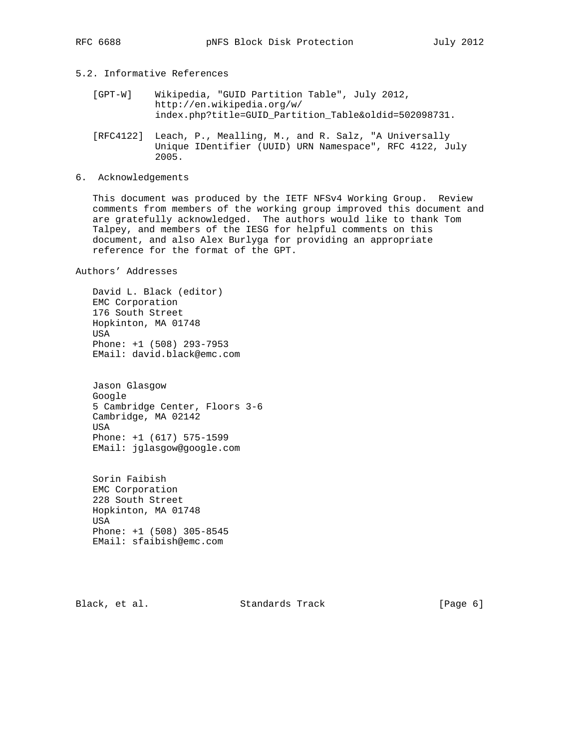### 5.2. Informative References

[GPT-W] Wikipedia, "GUID Partition Table", July 2012, http://en.wikipedia.org/w/index.php?title=GUID_Partition_Table&oldid=502098731.

[RFC4122] Leach, P., Mealling, M., and R. Salz, "A Universally Unique IDentifier (UUID) URN Namespace", RFC 4122, July 2005.

## 6. Acknowledgements

This document was produced by the IETF NFSv4 Working Group. Review comments from members of the working group improved this document and are gratefully acknowledged. The authors would like to thank Tom Talpey, and members of the IESG for helpful comments on this document, and also Alex Burlyga for providing an appropriate reference for the format of the GPT.

## Authors' Addresses

David L. Black (editor)
EMC Corporation
176 South Street
Hopkinton, MA 01748
USA
Phone: +1 (508) 293-7953
EMail: david.black@emc.com

Jason Glasgow
Google
5 Cambridge Center, Floors 3-6
Cambridge, MA 02142
USA
Phone: +1 (617) 575-1599
EMail: jglasgow@google.com

Sorin Faibish
EMC Corporation
228 South Street
Hopkinton, MA 01748
USA
Phone: +1 (508) 305-8545
EMail: sfaibish@emc.com